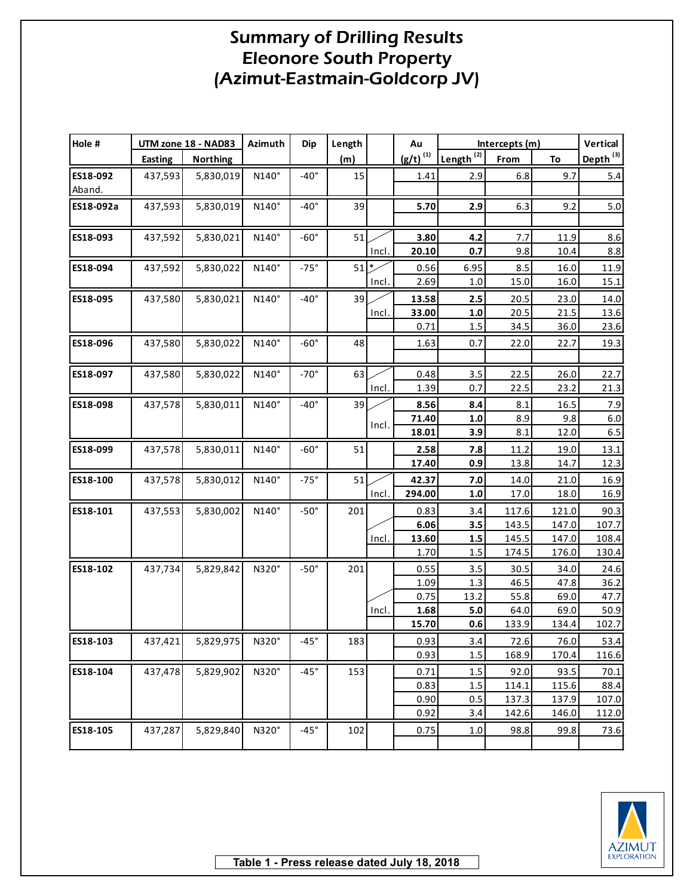# Summary of Drilling Results
# Eleonore South Property
# (Azimut-Eastmain-Goldcorp JV)

| Hole # | UTM zone 18 - NAD83 | | Azimuth | Dip | Length | | Au | Intercepts (m) | | | Vertical |
|---|---|---|---|---|---|---|---|---|---|---|---|
| | Easting | Northing | | | (m) | | (g/t) [1] | Length [2] | From | To | Depth [3] |
| **ES18-092** Aband. | 437,593 | 5,830,019 | N140° | -40° | 15 | | 1.41 | 2.9 | 6.8 | 9.7 | 5.4 |
| **ES18-092a** | 437,593 | 5,830,019 | N140° | -40° | 39 | | **5.70** | **2.9** | 6.3 | 9.2 | 5.0 |
| **ES18-093** | 437,592 | 5,830,021 | N140° | -60° | 51 | | **3.80** | **4.2** | 7.7 | 11.9 | 8.6 |
| | | | | | | Incl. | **20.10** | **0.7** | 9.8 | 10.4 | 8.8 |
| **ES18-094** | 437,592 | 5,830,022 | N140° | -75° | 51 | * | 0.56 | 6.95 | 8.5 | 16.0 | 11.9 |
| | | | | | | Incl. | 2.69 | 1.0 | 15.0 | 16.0 | 15.1 |
| **ES18-095** | 437,580 | 5,830,021 | N140° | -40° | 39 | | **13.58** | **2.5** | 20.5 | 23.0 | 14.0 |
| | | | | | | Incl. | **33.00** | **1.0** | 20.5 | 21.5 | 13.6 |
| | | | | | | | 0.71 | 1.5 | 34.5 | 36.0 | 23.6 |
| **ES18-096** | 437,580 | 5,830,022 | N140° | -60° | 48 | | 1.63 | 0.7 | 22.0 | 22.7 | 19.3 |
| **ES18-097** | 437,580 | 5,830,022 | N140° | -70° | 63 | | 0.48 | 3.5 | 22.5 | 26.0 | 22.7 |
| | | | | | | Incl. | 1.39 | 0.7 | 22.5 | 23.2 | 21.3 |
| **ES18-098** | 437,578 | 5,830,011 | N140° | -40° | 39 | | **8.56** | **8.4** | 8.1 | 16.5 | 7.9 |
| | | | | | | Incl. | **71.40** | **1.0** | 8.9 | 9.8 | 6.0 |
| | | | | | | Incl. | **18.01** | **3.9** | 8.1 | 12.0 | 6.5 |
| **ES18-099** | 437,578 | 5,830,011 | N140° | -60° | 51 | | **2.58** | **7.8** | 11.2 | 19.0 | 13.1 |
| | | | | | | | **17.40** | **0.9** | 13.8 | 14.7 | 12.3 |
| **ES18-100** | 437,578 | 5,830,012 | N140° | -75° | 51 | | **42.37** | **7.0** | 14.0 | 21.0 | 16.9 |
| | | | | | | Incl. | **294.00** | **1.0** | 17.0 | 18.0 | 16.9 |
| **ES18-101** | 437,553 | 5,830,002 | N140° | -50° | 201 | | 0.83 | 3.4 | 117.6 | 121.0 | 90.3 |
| | | | | | | | **6.06** | **3.5** | 143.5 | 147.0 | 107.7 |
| | | | | | | Incl. | **13.60** | **1.5** | 145.5 | 147.0 | 108.4 |
| | | | | | | | 1.70 | 1.5 | 174.5 | 176.0 | 130.4 |
| **ES18-102** | 437,734 | 5,829,842 | N320° | -50° | 201 | | 0.55 | 3.5 | 30.5 | 34.0 | 24.6 |
| | | | | | | | 1.09 | 1.3 | 46.5 | 47.8 | 36.2 |
| | | | | | | | 0.75 | 13.2 | 55.8 | 69.0 | 47.7 |
| | | | | | | Incl. | **1.68** | **5.0** | 64.0 | 69.0 | 50.9 |
| | | | | | | | **15.70** | **0.6** | 133.9 | 134.4 | 102.7 |
| **ES18-103** | 437,421 | 5,829,975 | N320° | -45° | 183 | | 0.93 | 3.4 | 72.6 | 76.0 | 53.4 |
| | | | | | | | 0.93 | 1.5 | 168.9 | 170.4 | 116.6 |
| **ES18-104** | 437,478 | 5,829,902 | N320° | -45° | 153 | | 0.71 | 1.5 | 92.0 | 93.5 | 70.1 |
| | | | | | | | 0.83 | 1.5 | 114.1 | 115.6 | 88.4 |
| | | | | | | | 0.90 | 0.5 | 137.3 | 137.9 | 107.0 |
| | | | | | | | 0.92 | 3.4 | 142.6 | 146.0 | 112.0 |
| **ES18-105** | 437,287 | 5,829,840 | N320° | -45° | 102 | | 0.75 | 1.0 | 98.8 | 99.8 | 73.6 |

**Table 1 - Press release dated July 18, 2018**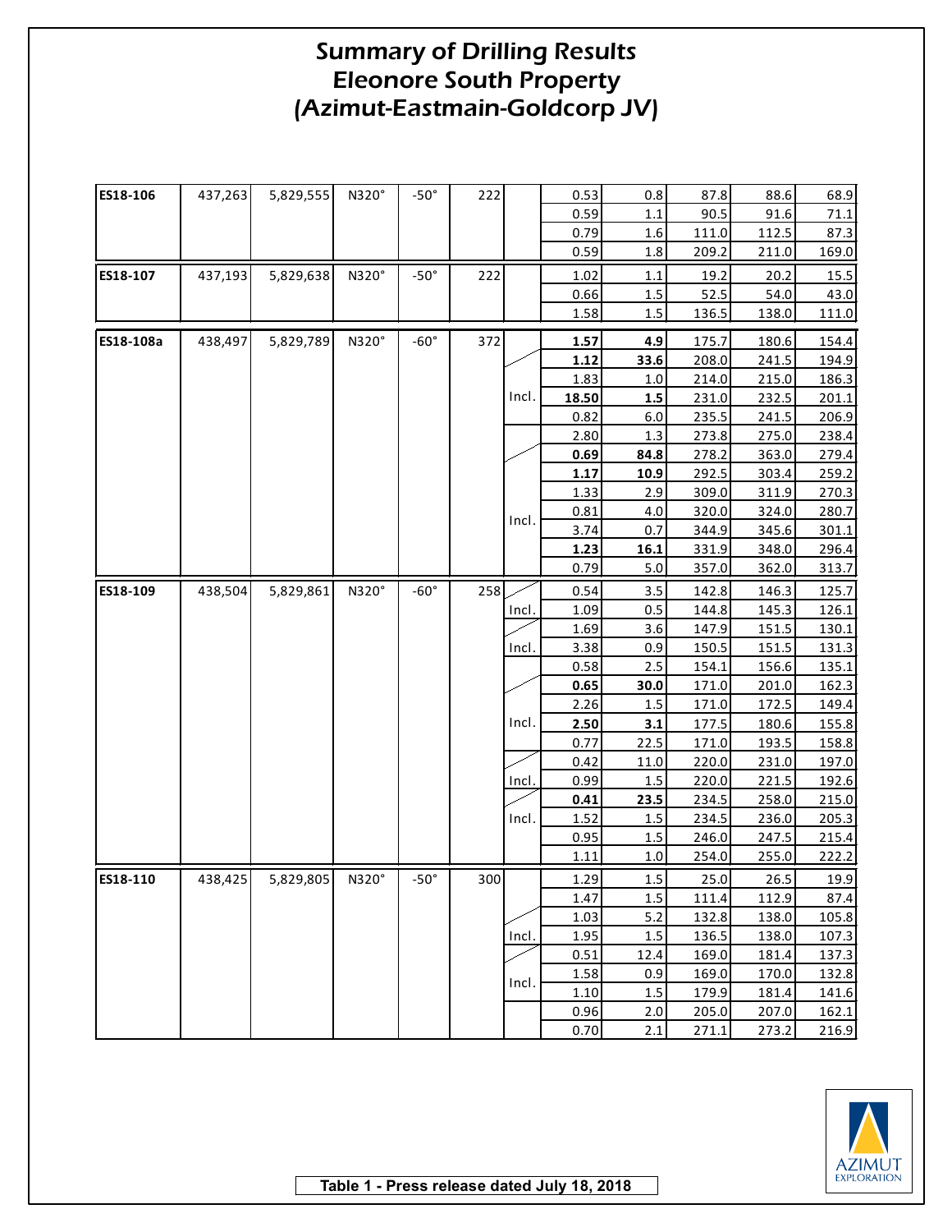# Summary of Drilling Results
# Eleonore South Property
# (Azimut-Eastmain-Goldcorp JV)

| | | | | | | | | | | | |
|---|---|---|---|---|---|---|---|---|---|---|---|
| **ES18-106** | 437,263 | 5,829,555 | N320° | -50° | 222 | | 0.53 | 0.8 | 87.8 | 88.6 | 68.9 |
| | | | | | | | 0.59 | 1.1 | 90.5 | 91.6 | 71.1 |
| | | | | | | | 0.79 | 1.6 | 111.0 | 112.5 | 87.3 |
| | | | | | | | 0.59 | 1.8 | 209.2 | 211.0 | 169.0 |
| **ES18-107** | 437,193 | 5,829,638 | N320° | -50° | 222 | | 1.02 | 1.1 | 19.2 | 20.2 | 15.5 |
| | | | | | | | 0.66 | 1.5 | 52.5 | 54.0 | 43.0 |
| | | | | | | | 1.58 | 1.5 | 136.5 | 138.0 | 111.0 |
| **ES18-108a** | 438,497 | 5,829,789 | N320° | -60° | 372 | | **1.57** | **4.9** | 175.7 | 180.6 | 154.4 |
| | | | | | | | **1.12** | **33.6** | 208.0 | 241.5 | 194.9 |
| | | | | | | Incl. | 1.83 | 1.0 | 214.0 | 215.0 | 186.3 |
| | | | | | | Incl. | **18.50** | **1.5** | 231.0 | 232.5 | 201.1 |
| | | | | | | Incl. | 0.82 | 6.0 | 235.5 | 241.5 | 206.9 |
| | | | | | | | 2.80 | 1.3 | 273.8 | 275.0 | 238.4 |
| | | | | | | | **0.69** | **84.8** | 278.2 | 363.0 | 279.4 |
| | | | | | | Incl. | **1.17** | **10.9** | 292.5 | 303.4 | 259.2 |
| | | | | | | Incl. | 1.33 | 2.9 | 309.0 | 311.9 | 270.3 |
| | | | | | | Incl. | 0.81 | 4.0 | 320.0 | 324.0 | 280.7 |
| | | | | | | Incl. | 3.74 | 0.7 | 344.9 | 345.6 | 301.1 |
| | | | | | | Incl. | **1.23** | **16.1** | 331.9 | 348.0 | 296.4 |
| | | | | | | Incl. | 0.79 | 5.0 | 357.0 | 362.0 | 313.7 |
| **ES18-109** | 438,504 | 5,829,861 | N320° | -60° | 258 | | 0.54 | 3.5 | 142.8 | 146.3 | 125.7 |
| | | | | | | Incl. | 1.09 | 0.5 | 144.8 | 145.3 | 126.1 |
| | | | | | | | 1.69 | 3.6 | 147.9 | 151.5 | 130.1 |
| | | | | | | Incl. | 3.38 | 0.9 | 150.5 | 151.5 | 131.3 |
| | | | | | | | 0.58 | 2.5 | 154.1 | 156.6 | 135.1 |
| | | | | | | | **0.65** | **30.0** | 171.0 | 201.0 | 162.3 |
| | | | | | | Incl. | 2.26 | 1.5 | 171.0 | 172.5 | 149.4 |
| | | | | | | Incl. | **2.50** | **3.1** | 177.5 | 180.6 | 155.8 |
| | | | | | | Incl. | 0.77 | 22.5 | 171.0 | 193.5 | 158.8 |
| | | | | | | | 0.42 | 11.0 | 220.0 | 231.0 | 197.0 |
| | | | | | | Incl. | 0.99 | 1.5 | 220.0 | 221.5 | 192.6 |
| | | | | | | | **0.41** | **23.5** | 234.5 | 258.0 | 215.0 |
| | | | | | | Incl. | 1.52 | 1.5 | 234.5 | 236.0 | 205.3 |
| | | | | | | Incl. | 0.95 | 1.5 | 246.0 | 247.5 | 215.4 |
| | | | | | | Incl. | 1.11 | 1.0 | 254.0 | 255.0 | 222.2 |
| **ES18-110** | 438,425 | 5,829,805 | N320° | -50° | 300 | | 1.29 | 1.5 | 25.0 | 26.5 | 19.9 |
| | | | | | | | 1.47 | 1.5 | 111.4 | 112.9 | 87.4 |
| | | | | | | | 1.03 | 5.2 | 132.8 | 138.0 | 105.8 |
| | | | | | | Incl. | 1.95 | 1.5 | 136.5 | 138.0 | 107.3 |
| | | | | | | | 0.51 | 12.4 | 169.0 | 181.4 | 137.3 |
| | | | | | | Incl. | 1.58 | 0.9 | 169.0 | 170.0 | 132.8 |
| | | | | | | Incl. | 1.10 | 1.5 | 179.9 | 181.4 | 141.6 |
| | | | | | | | 0.96 | 2.0 | 205.0 | 207.0 | 162.1 |
| | | | | | | | 0.70 | 2.1 | 271.1 | 273.2 | 216.9 |

**Table 1 - Press release dated July 18, 2018**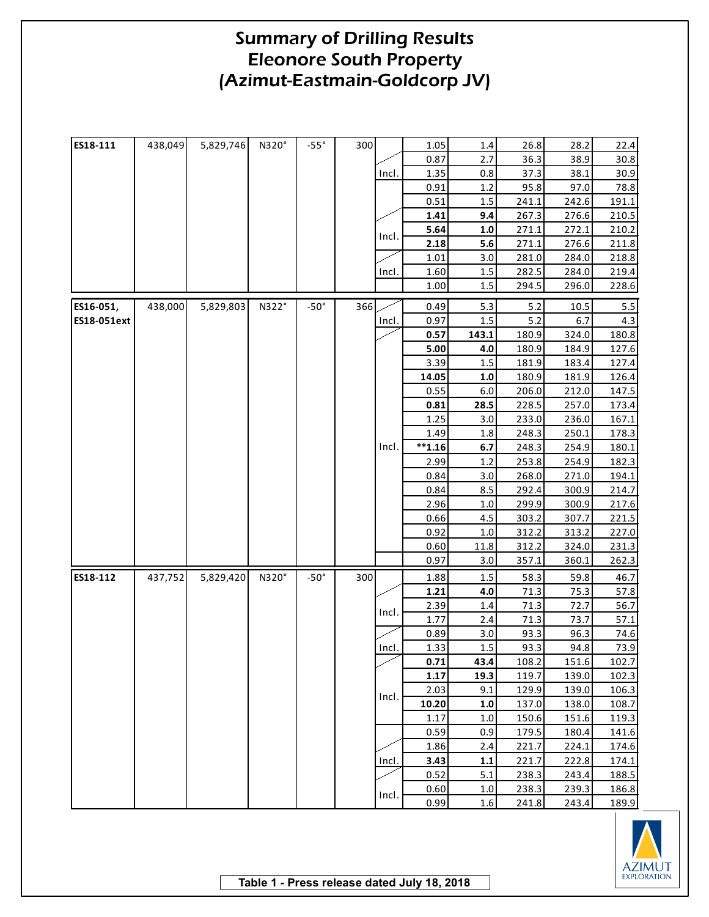# Summary of Drilling Results
# Eleonore South Property
# (Azimut-Eastmain-Goldcorp JV)

| | | | | | | | | | | | |
|---|---|---|---|---|---|---|---|---|---|---|---|
| **ES18-111** | 438,049 | 5,829,746 | N320° | -55° | 300 | | 1.05 | 1.4 | 26.8 | 28.2 | 22.4 |
| | | | | | | | 0.87 | 2.7 | 36.3 | 38.9 | 30.8 |
| | | | | | | Incl. | 1.35 | 0.8 | 37.3 | 38.1 | 30.9 |
| | | | | | | | 0.91 | 1.2 | 95.8 | 97.0 | 78.8 |
| | | | | | | | 0.51 | 1.5 | 241.1 | 242.6 | 191.1 |
| | | | | | | | **1.41** | **9.4** | 267.3 | 276.6 | 210.5 |
| | | | | | | Incl. | **5.64** | **1.0** | 271.1 | 272.1 | 210.2 |
| | | | | | | Incl. | **2.18** | **5.6** | 271.1 | 276.6 | 211.8 |
| | | | | | | | 1.01 | 3.0 | 281.0 | 284.0 | 218.8 |
| | | | | | | Incl. | 1.60 | 1.5 | 282.5 | 284.0 | 219.4 |
| | | | | | | | 1.00 | 1.5 | 294.5 | 296.0 | 228.6 |
| **ES16-051, ES18-051ext** | 438,000 | 5,829,803 | N322° | -50° | 366 | | 0.49 | 5.3 | 5.2 | 10.5 | 5.5 |
| | | | | | | Incl. | 0.97 | 1.5 | 5.2 | 6.7 | 4.3 |
| | | | | | | | **0.57** | **143.1** | 180.9 | 324.0 | 180.8 |
| | | | | | | Incl. | **5.00** | **4.0** | 180.9 | 184.9 | 127.6 |
| | | | | | | Incl. | 3.39 | 1.5 | 181.9 | 183.4 | 127.4 |
| | | | | | | Incl. | **14.05** | **1.0** | 180.9 | 181.9 | 126.4 |
| | | | | | | Incl. | 0.55 | 6.0 | 206.0 | 212.0 | 147.5 |
| | | | | | | Incl. | **0.81** | **28.5** | 228.5 | 257.0 | 173.4 |
| | | | | | | Incl. | 1.25 | 3.0 | 233.0 | 236.0 | 167.1 |
| | | | | | | Incl. | 1.49 | 1.8 | 248.3 | 250.1 | 178.3 |
| | | | | | | Incl. | **\*\*1.16** | **6.7** | 248.3 | 254.9 | 180.1 |
| | | | | | | Incl. | 2.99 | 1.2 | 253.8 | 254.9 | 182.3 |
| | | | | | | Incl. | 0.84 | 3.0 | 268.0 | 271.0 | 194.1 |
| | | | | | | Incl. | 0.84 | 8.5 | 292.4 | 300.9 | 214.7 |
| | | | | | | Incl. | 2.96 | 1.0 | 299.9 | 300.9 | 217.6 |
| | | | | | | Incl. | 0.66 | 4.5 | 303.2 | 307.7 | 221.5 |
| | | | | | | Incl. | 0.92 | 1.0 | 312.2 | 313.2 | 227.0 |
| | | | | | | Incl. | 0.60 | 11.8 | 312.2 | 324.0 | 231.3 |
| | | | | | | | 0.97 | 3.0 | 357.1 | 360.1 | 262.3 |
| **ES18-112** | 437,752 | 5,829,420 | N320° | -50° | 300 | | 1.88 | 1.5 | 58.3 | 59.8 | 46.7 |
| | | | | | | | **1.21** | **4.0** | 71.3 | 75.3 | 57.8 |
| | | | | | | Incl. | 2.39 | 1.4 | 71.3 | 72.7 | 56.7 |
| | | | | | | Incl. | 1.77 | 2.4 | 71.3 | 73.7 | 57.1 |
| | | | | | | | 0.89 | 3.0 | 93.3 | 96.3 | 74.6 |
| | | | | | | Incl. | 1.33 | 1.5 | 93.3 | 94.8 | 73.9 |
| | | | | | | | **0.71** | **43.4** | 108.2 | 151.6 | 102.7 |
| | | | | | | Incl. | **1.17** | **19.3** | 119.7 | 139.0 | 102.3 |
| | | | | | | Incl. | 2.03 | 9.1 | 129.9 | 139.0 | 106.3 |
| | | | | | | Incl. | **10.20** | **1.0** | 137.0 | 138.0 | 108.7 |
| | | | | | | Incl. | 1.17 | 1.0 | 150.6 | 151.6 | 119.3 |
| | | | | | | | 0.59 | 0.9 | 179.5 | 180.4 | 141.6 |
| | | | | | | | 1.86 | 2.4 | 221.7 | 224.1 | 174.6 |
| | | | | | | Incl. | **3.43** | **1.1** | 221.7 | 222.8 | 174.1 |
| | | | | | | | 0.52 | 5.1 | 238.3 | 243.4 | 188.5 |
| | | | | | | Incl. | 0.60 | 1.0 | 238.3 | 239.3 | 186.8 |
| | | | | | | Incl. | 0.99 | 1.6 | 241.8 | 243.4 | 189.9 |

AZIMUT EXPLORATION

**Table 1 - Press release dated July 18, 2018**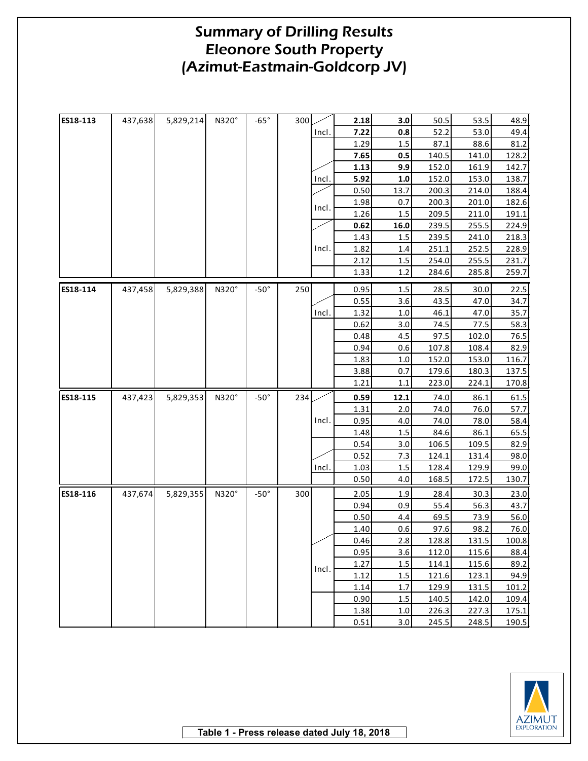# Summary of Drilling Results
# Eleonore South Property
# (Azimut-Eastmain-Goldcorp JV)

| | | | | | | | | | | | |
|---|---|---|---|---|---|---|---|---|---|---|---|
| **ES18-113** | 437,638 | 5,829,214 | N320° | -65° | 300 | | **2.18** | **3.0** | 50.5 | 53.5 | 48.9 |
| | | | | | | Incl. | **7.22** | **0.8** | 52.2 | 53.0 | 49.4 |
| | | | | | | | 1.29 | 1.5 | 87.1 | 88.6 | 81.2 |
| | | | | | | | **7.65** | **0.5** | 140.5 | 141.0 | 128.2 |
| | | | | | | | **1.13** | **9.9** | 152.0 | 161.9 | 142.7 |
| | | | | | | Incl. | **5.92** | **1.0** | 152.0 | 153.0 | 138.7 |
| | | | | | | | 0.50 | 13.7 | 200.3 | 214.0 | 188.4 |
| | | | | | | Incl. | 1.98 | 0.7 | 200.3 | 201.0 | 182.6 |
| | | | | | | | 1.26 | 1.5 | 209.5 | 211.0 | 191.1 |
| | | | | | | | **0.62** | **16.0** | 239.5 | 255.5 | 224.9 |
| | | | | | | Incl. | 1.43 | 1.5 | 239.5 | 241.0 | 218.3 |
| | | | | | | | 1.82 | 1.4 | 251.1 | 252.5 | 228.9 |
| | | | | | | | 2.12 | 1.5 | 254.0 | 255.5 | 231.7 |
| | | | | | | | 1.33 | 1.2 | 284.6 | 285.8 | 259.7 |
| **ES18-114** | 437,458 | 5,829,388 | N320° | -50° | 250 | | 0.95 | 1.5 | 28.5 | 30.0 | 22.5 |
| | | | | | | | 0.55 | 3.6 | 43.5 | 47.0 | 34.7 |
| | | | | | | Incl. | 1.32 | 1.0 | 46.1 | 47.0 | 35.7 |
| | | | | | | | 0.62 | 3.0 | 74.5 | 77.5 | 58.3 |
| | | | | | | | 0.48 | 4.5 | 97.5 | 102.0 | 76.5 |
| | | | | | | | 0.94 | 0.6 | 107.8 | 108.4 | 82.9 |
| | | | | | | | 1.83 | 1.0 | 152.0 | 153.0 | 116.7 |
| | | | | | | | 3.88 | 0.7 | 179.6 | 180.3 | 137.5 |
| | | | | | | | 1.21 | 1.1 | 223.0 | 224.1 | 170.8 |
| **ES18-115** | 437,423 | 5,829,353 | N320° | -50° | 234 | | **0.59** | **12.1** | 74.0 | 86.1 | 61.5 |
| | | | | | | Incl. | 1.31 | 2.0 | 74.0 | 76.0 | 57.7 |
| | | | | | | | 0.95 | 4.0 | 74.0 | 78.0 | 58.4 |
| | | | | | | | 1.48 | 1.5 | 84.6 | 86.1 | 65.5 |
| | | | | | | | 0.54 | 3.0 | 106.5 | 109.5 | 82.9 |
| | | | | | | | 0.52 | 7.3 | 124.1 | 131.4 | 98.0 |
| | | | | | | Incl. | 1.03 | 1.5 | 128.4 | 129.9 | 99.0 |
| | | | | | | | 0.50 | 4.0 | 168.5 | 172.5 | 130.7 |
| **ES18-116** | 437,674 | 5,829,355 | N320° | -50° | 300 | | 2.05 | 1.9 | 28.4 | 30.3 | 23.0 |
| | | | | | | | 0.94 | 0.9 | 55.4 | 56.3 | 43.7 |
| | | | | | | | 0.50 | 4.4 | 69.5 | 73.9 | 56.0 |
| | | | | | | | 1.40 | 0.6 | 97.6 | 98.2 | 76.0 |
| | | | | | | | 0.46 | 2.8 | 128.8 | 131.5 | 100.8 |
| | | | | | | | 0.95 | 3.6 | 112.0 | 115.6 | 88.4 |
| | | | | | | Incl. | 1.27 | 1.5 | 114.1 | 115.6 | 89.2 |
| | | | | | | | 1.12 | 1.5 | 121.6 | 123.1 | 94.9 |
| | | | | | | | 1.14 | 1.7 | 129.9 | 131.5 | 101.2 |
| | | | | | | | 0.90 | 1.5 | 140.5 | 142.0 | 109.4 |
| | | | | | | | 1.38 | 1.0 | 226.3 | 227.3 | 175.1 |
| | | | | | | | 0.51 | 3.0 | 245.5 | 248.5 | 190.5 |

Table 1 - Press release dated July 18, 2018

AZIMUT EXPLORATION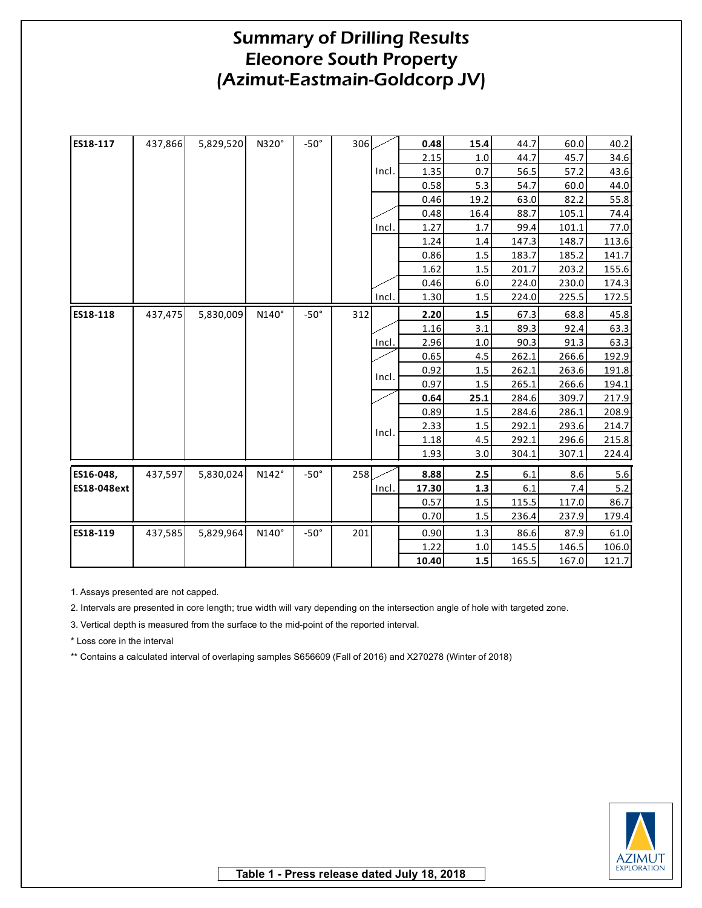# Summary of Drilling Results
# Eleonore South Property
# (Azimut-Eastmain-Goldcorp JV)

| | | | | | | | | | | | |
|---|---|---|---|---|---|---|---|---|---|---|---|
| **ES18-117** | 437,866 | 5,829,520 | N320° | -50° | 306 | | **0.48** | **15.4** | 44.7 | 60.0 | 40.2 |
| | | | | | | | 2.15 | 1.0 | 44.7 | 45.7 | 34.6 |
| | | | | | | Incl. | 1.35 | 0.7 | 56.5 | 57.2 | 43.6 |
| | | | | | | | 0.58 | 5.3 | 54.7 | 60.0 | 44.0 |
| | | | | | | | 0.46 | 19.2 | 63.0 | 82.2 | 55.8 |
| | | | | | | | 0.48 | 16.4 | 88.7 | 105.1 | 74.4 |
| | | | | | | Incl. | 1.27 | 1.7 | 99.4 | 101.1 | 77.0 |
| | | | | | | | 1.24 | 1.4 | 147.3 | 148.7 | 113.6 |
| | | | | | | | 0.86 | 1.5 | 183.7 | 185.2 | 141.7 |
| | | | | | | | 1.62 | 1.5 | 201.7 | 203.2 | 155.6 |
| | | | | | | | 0.46 | 6.0 | 224.0 | 230.0 | 174.3 |
| | | | | | | Incl. | 1.30 | 1.5 | 224.0 | 225.5 | 172.5 |
| **ES18-118** | 437,475 | 5,830,009 | N140° | -50° | 312 | | **2.20** | **1.5** | 67.3 | 68.8 | 45.8 |
| | | | | | | | 1.16 | 3.1 | 89.3 | 92.4 | 63.3 |
| | | | | | | Incl. | 2.96 | 1.0 | 90.3 | 91.3 | 63.3 |
| | | | | | | | 0.65 | 4.5 | 262.1 | 266.6 | 192.9 |
| | | | | | | Incl. | 0.92 | 1.5 | 262.1 | 263.6 | 191.8 |
| | | | | | | | 0.97 | 1.5 | 265.1 | 266.6 | 194.1 |
| | | | | | | | **0.64** | **25.1** | 284.6 | 309.7 | 217.9 |
| | | | | | | Incl. | 0.89 | 1.5 | 284.6 | 286.1 | 208.9 |
| | | | | | | | 2.33 | 1.5 | 292.1 | 293.6 | 214.7 |
| | | | | | | | 1.18 | 4.5 | 292.1 | 296.6 | 215.8 |
| | | | | | | | 1.93 | 3.0 | 304.1 | 307.1 | 224.4 |
| **ES16-048, ES18-048ext** | 437,597 | 5,830,024 | N142° | -50° | 258 | | **8.88** | **2.5** | 6.1 | 8.6 | 5.6 |
| | | | | | | Incl. | **17.30** | **1.3** | 6.1 | 7.4 | 5.2 |
| | | | | | | | 0.57 | 1.5 | 115.5 | 117.0 | 86.7 |
| | | | | | | | 0.70 | 1.5 | 236.4 | 237.9 | 179.4 |
| **ES18-119** | 437,585 | 5,829,964 | N140° | -50° | 201 | | 0.90 | 1.3 | 86.6 | 87.9 | 61.0 |
| | | | | | | | 1.22 | 1.0 | 145.5 | 146.5 | 106.0 |
| | | | | | | | **10.40** | **1.5** | 165.5 | 167.0 | 121.7 |

1. Assays presented are not capped.

2. Intervals are presented in core length; true width will vary depending on the intersection angle of hole with targeted zone.

3. Vertical depth is measured from the surface to the mid-point of the reported interval.

\* Loss core in the interval

\*\* Contains a calculated interval of overlaping samples S656609 (Fall of 2016) and X270278 (Winter of 2018)

**Table 1 - Press release dated July 18, 2018**

AZIMUT EXPLORATION